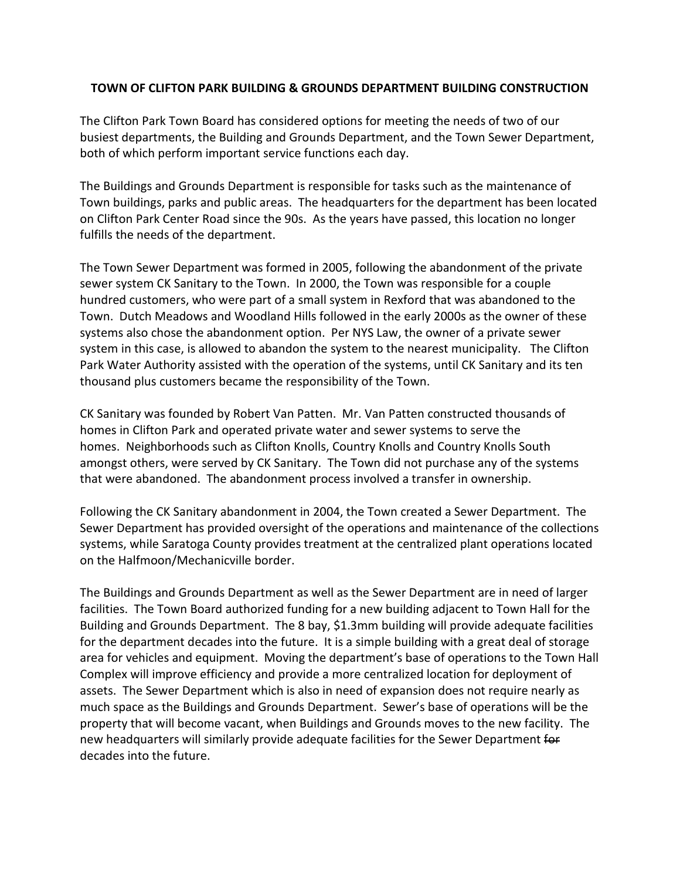**TOWN OF CLIFTON PARK BUILDING & GROUNDS DEPARTMENT BUILDING CONSTRUCTION**

The Clifton Park Town Board has considered options for meeting the needs of two of our busiest departments, the Building and Grounds Department, and the Town Sewer Department, both of which perform important service functions each day.

The Buildings and Grounds Department is responsible for tasks such as the maintenance of Town buildings, parks and public areas. The headquarters for the department has been located on Clifton Park Center Road since the 90s. As the years have passed, this location no longer fulfills the needs of the department.

The Town Sewer Department was formed in 2005, following the abandonment of the private sewer system CK Sanitary to the Town. In 2000, the Town was responsible for a couple hundred customers, who were part of a small system in Rexford that was abandoned to the Town. Dutch Meadows and Woodland Hills followed in the early 2000s as the owner of these systems also chose the abandonment option. Per NYS Law, the owner of a private sewer system in this case, is allowed to abandon the system to the nearest municipality. The Clifton Park Water Authority assisted with the operation of the systems, until CK Sanitary and its ten thousand plus customers became the responsibility of the Town.

CK Sanitary was founded by Robert Van Patten. Mr. Van Patten constructed thousands of homes in Clifton Park and operated private water and sewer systems to serve the homes. Neighborhoods such as Clifton Knolls, Country Knolls and Country Knolls South amongst others, were served by CK Sanitary. The Town did not purchase any of the systems that were abandoned. The abandonment process involved a transfer in ownership.

Following the CK Sanitary abandonment in 2004, the Town created a Sewer Department. The Sewer Department has provided oversight of the operations and maintenance of the collections systems, while Saratoga County provides treatment at the centralized plant operations located on the Halfmoon/Mechanicville border.

The Buildings and Grounds Department as well as the Sewer Department are in need of larger facilities. The Town Board authorized funding for a new building adjacent to Town Hall for the Building and Grounds Department. The 8 bay, $1.3mm building will provide adequate facilities for the department decades into the future. It is a simple building with a great deal of storage area for vehicles and equipment. Moving the department's base of operations to the Town Hall Complex will improve efficiency and provide a more centralized location for deployment of assets. The Sewer Department which is also in need of expansion does not require nearly as much space as the Buildings and Grounds Department. Sewer's base of operations will be the property that will become vacant, when Buildings and Grounds moves to the new facility. The new headquarters will similarly provide adequate facilities for the Sewer Department ~~for~~ decades into the future.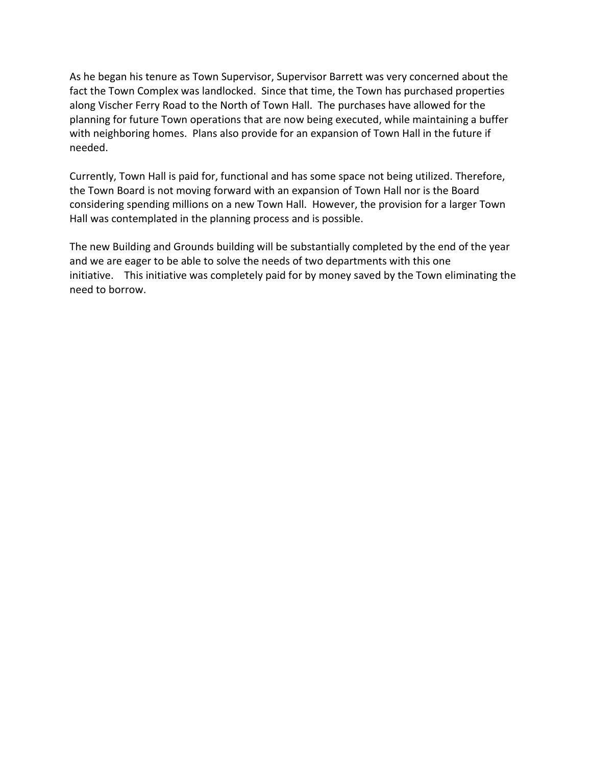As he began his tenure as Town Supervisor, Supervisor Barrett was very concerned about the fact the Town Complex was landlocked. Since that time, the Town has purchased properties along Vischer Ferry Road to the North of Town Hall. The purchases have allowed for the planning for future Town operations that are now being executed, while maintaining a buffer with neighboring homes. Plans also provide for an expansion of Town Hall in the future if needed.

Currently, Town Hall is paid for, functional and has some space not being utilized. Therefore, the Town Board is not moving forward with an expansion of Town Hall nor is the Board considering spending millions on a new Town Hall. However, the provision for a larger Town Hall was contemplated in the planning process and is possible.

The new Building and Grounds building will be substantially completed by the end of the year and we are eager to be able to solve the needs of two departments with this one initiative. This initiative was completely paid for by money saved by the Town eliminating the need to borrow.